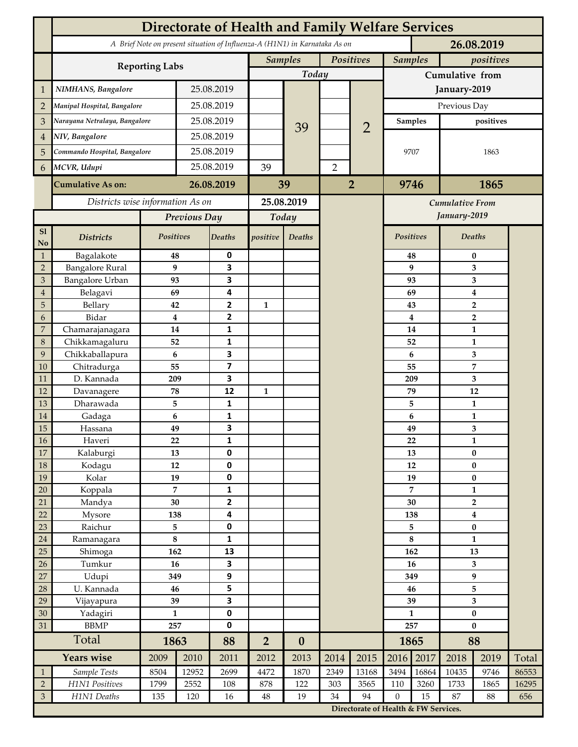# Directorate of Health and Family Welfare Services

*A Brief Note on present situation of Influenza-A (H1N1) in Karnataka As on* **26.08.2019**

| | Reporting Labs | | Samples Today | | Positives Today | | Samples (Cumulative from January-2019, Previous Day) | positives (Cumulative from January-2019, Previous Day) |
|---|---|---|---|---|---|---|---|---|
| 1 | *NIMHANS, Bangalore* | 25.08.2019 | | 39 | | 2 | 9707 | 1863 |
| 2 | *Manipal Hospital, Bangalore* | 25.08.2019 | | | | | | |
| 3 | *Narayana Netralaya, Bangalore* | 25.08.2019 | | | | | | |
| 4 | *NIV, Bangalore* | 25.08.2019 | | | | | | |
| 5 | *Commando Hospital, Bangalore* | 25.08.2019 | | | | | | |
| 6 | *MCVR, Udupi* | 25.08.2019 | 39 | | 2 | | | |
| | **Cumulative As on:** | **26.08.2019** | **39** | | **2** | | **9746** | **1865** |

*Districts wise information As on* **25.08.2019**

| Sl No | Districts | Previous Day Positives | Previous Day Deaths | Today positive | Today Deaths | Cumulative From January-2019 Positives | Cumulative From January-2019 Deaths |
|---|---|---|---|---|---|---|---|
| 1 | Bagalakote | 48 | 0 | | | 48 | 0 |
| 2 | Bangalore Rural | 9 | 3 | | | 9 | 3 |
| 3 | Bangalore Urban | 93 | 3 | | | 93 | 3 |
| 4 | Belagavi | 69 | 4 | | | 69 | 4 |
| 5 | Bellary | 42 | 2 | 1 | | 43 | 2 |
| 6 | Bidar | 4 | 2 | | | 4 | 2 |
| 7 | Chamarajanagara | 14 | 1 | | | 14 | 1 |
| 8 | Chikkamagaluru | 52 | 1 | | | 52 | 1 |
| 9 | Chikkaballapura | 6 | 3 | | | 6 | 3 |
| 10 | Chitradurga | 55 | 7 | | | 55 | 7 |
| 11 | D. Kannada | 209 | 3 | | | 209 | 3 |
| 12 | Davanagere | 78 | 12 | 1 | | 79 | 12 |
| 13 | Dharawada | 5 | 1 | | | 5 | 1 |
| 14 | Gadaga | 6 | 1 | | | 6 | 1 |
| 15 | Hassana | 49 | 3 | | | 49 | 3 |
| 16 | Haveri | 22 | 1 | | | 22 | 1 |
| 17 | Kalaburgi | 13 | 0 | | | 13 | 0 |
| 18 | Kodagu | 12 | 0 | | | 12 | 0 |
| 19 | Kolar | 19 | 0 | | | 19 | 0 |
| 20 | Koppala | 7 | 1 | | | 7 | 1 |
| 21 | Mandya | 30 | 2 | | | 30 | 2 |
| 22 | Mysore | 138 | 4 | | | 138 | 4 |
| 23 | Raichur | 5 | 0 | | | 5 | 0 |
| 24 | Ramanagara | 8 | 1 | | | 8 | 1 |
| 25 | Shimoga | 162 | 13 | | | 162 | 13 |
| 26 | Tumkur | 16 | 3 | | | 16 | 3 |
| 27 | Udupi | 349 | 9 | | | 349 | 9 |
| 28 | U. Kannada | 46 | 5 | | | 46 | 5 |
| 29 | Vijayapura | 39 | 3 | | | 39 | 3 |
| 30 | Yadagiri | 1 | 0 | | | 1 | 0 |
| 31 | BBMP | 257 | 0 | | | 257 | 0 |
| | **Total** | **1863** | **88** | **2** | **0** | **1865** | **88** |

| | Years wise | 2009 | 2010 | 2011 | 2012 | 2013 | 2014 | 2015 | 2016 | 2017 | 2018 | 2019 | Total |
|---|---|---|---|---|---|---|---|---|---|---|---|---|---|
| 1 | *Sample Tests* | 8504 | 12952 | 2699 | 4472 | 1870 | 2349 | 13168 | 3494 | 16864 | 10435 | 9746 | 86553 |
| 2 | *H1N1 Positives* | 1799 | 2552 | 108 | 878 | 122 | 303 | 3565 | 110 | 3260 | 1733 | 1865 | 16295 |
| 3 | *H1N1 Deaths* | 135 | 120 | 16 | 48 | 19 | 34 | 94 | 0 | 15 | 87 | 88 | 656 |

**Directorate of Health & FW Services.**